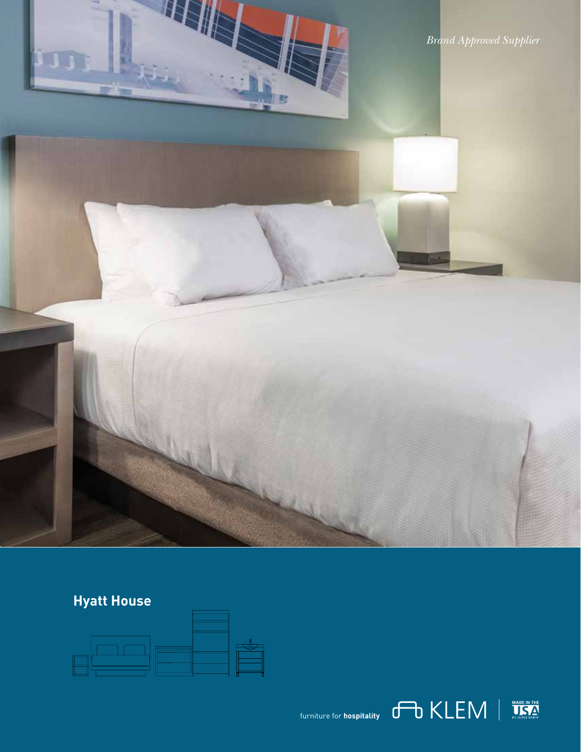*Brand Approved Supplier*

## Hyatt House

furniture for **hospitality** KLEM | MADE IN THE USA BY JASPER GROUP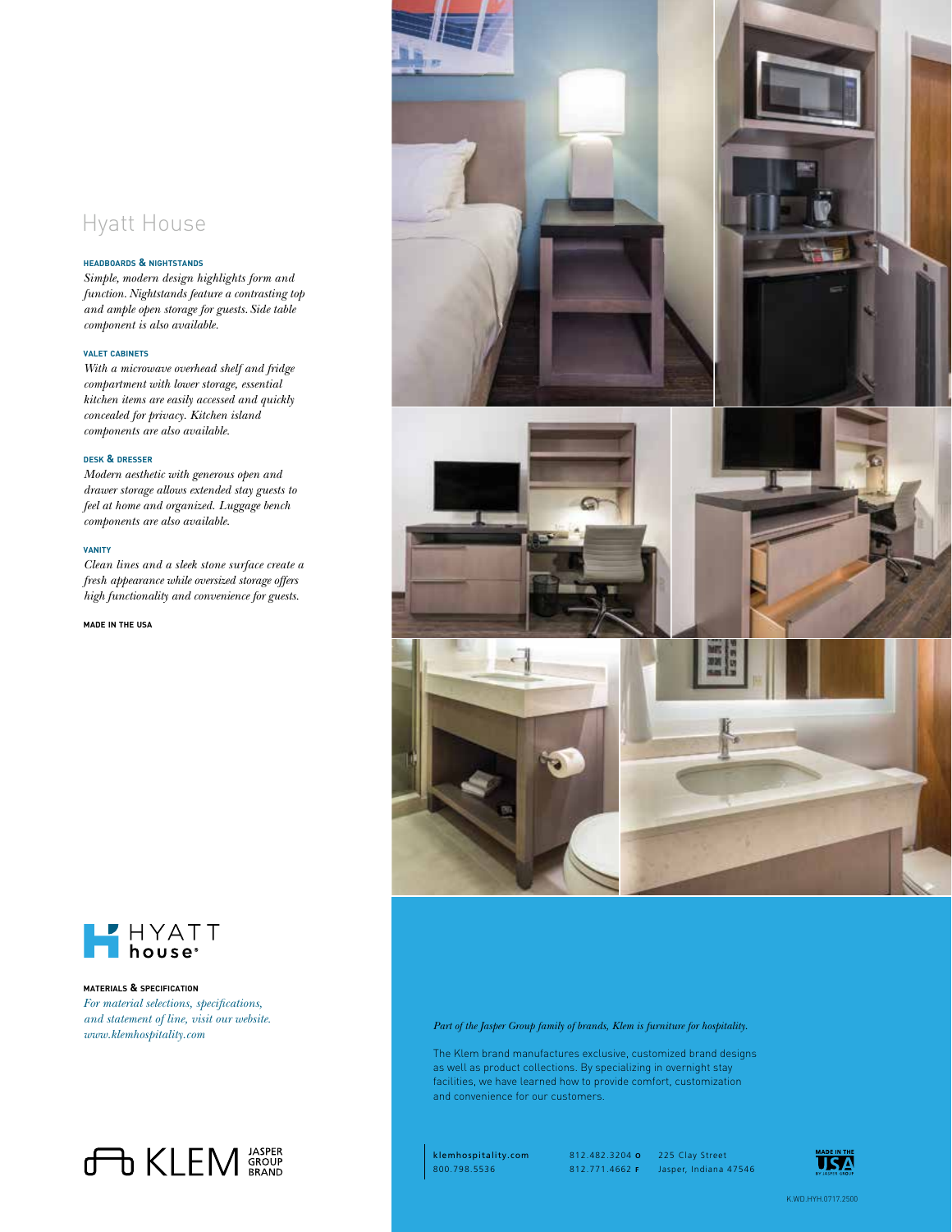# Hyatt House

**HEADBOARDS & NIGHTSTANDS**

*Simple, modern design highlights form and function. Nightstands feature a contrasting top and ample open storage for guests. Side table component is also available.*

**VALET CABINETS**

*With a microwave overhead shelf and fridge compartment with lower storage, essential kitchen items are easily accessed and quickly concealed for privacy. Kitchen island components are also available.*

**DESK & DRESSER**

*Modern aesthetic with generous open and drawer storage allows extended stay guests to feel at home and organized. Luggage bench components are also available.*

**VANITY**

*Clean lines and a sleek stone surface create a fresh appearance while oversized storage offers high functionality and convenience for guests.*

**MADE IN THE USA**

HYATT house®

**MATERIALS & SPECIFICATION**

*For material selections, specifications, and statement of line, visit our website. www.klemhospitality.com*

KLEM JASPER GROUP BRAND

*Part of the Jasper Group family of brands, Klem is furniture for hospitality.*

The Klem brand manufactures exclusive, customized brand designs as well as product collections. By specializing in overnight stay facilities, we have learned how to provide comfort, customization and convenience for our customers.

klemhospitality.com
800.798.5536

812.482.3204 **O**
812.771.4662 **F**

225 Clay Street
Jasper, Indiana 47546

MADE IN THE USA BY JASPER GROUP

K.WD.HYH.0717.2500